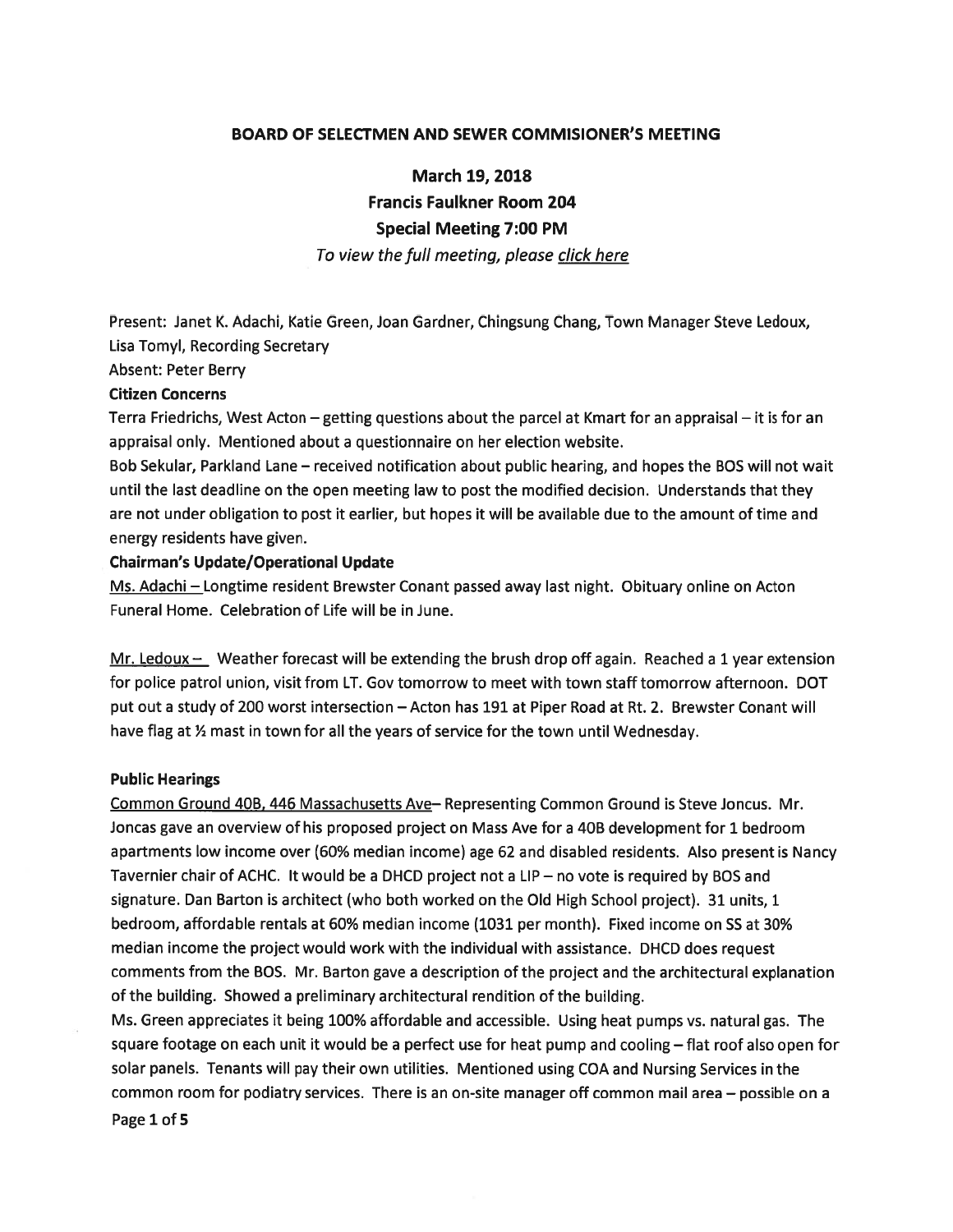# BOARD OF SELECTMEN AND SEWER COMMISIONER'S MEETING

## March 19, 2018
## Francis Faulkner Room 204
## Special Meeting 7:00 PM

*To view the full meeting, please click here*

Present: Janet K. Adachi, Katie Green, Joan Gardner, Chingsung Chang, Town Manager Steve Ledoux, Lisa Tomyl, Recording Secretary

Absent: Peter Berry

**Citizen Concerns**

Terra Friedrichs, West Acton – getting questions about the parcel at Kmart for an appraisal – it is for an appraisal only. Mentioned about a questionnaire on her election website.

Bob Sekular, Parkland Lane – received notification about public hearing, and hopes the BOS will not wait until the last deadline on the open meeting law to post the modified decision. Understands that they are not under obligation to post it earlier, but hopes it will be available due to the amount of time and energy residents have given.

**Chairman's Update/Operational Update**

Ms. Adachi – Longtime resident Brewster Conant passed away last night. Obituary online on Acton Funeral Home. Celebration of Life will be in June.

Mr. Ledoux – Weather forecast will be extending the brush drop off again. Reached a 1 year extension for police patrol union, visit from LT. Gov tomorrow to meet with town staff tomorrow afternoon. DOT put out a study of 200 worst intersection – Acton has 191 at Piper Road at Rt. 2. Brewster Conant will have flag at ½ mast in town for all the years of service for the town until Wednesday.

**Public Hearings**

Common Ground 40B, 446 Massachusetts Ave– Representing Common Ground is Steve Joncus. Mr. Joncas gave an overview of his proposed project on Mass Ave for a 40B development for 1 bedroom apartments low income over (60% median income) age 62 and disabled residents. Also present is Nancy Tavernier chair of ACHC. It would be a DHCD project not a LIP – no vote is required by BOS and signature. Dan Barton is architect (who both worked on the Old High School project). 31 units, 1 bedroom, affordable rentals at 60% median income (1031 per month). Fixed income on SS at 30% median income the project would work with the individual with assistance. DHCD does request comments from the BOS. Mr. Barton gave a description of the project and the architectural explanation of the building. Showed a preliminary architectural rendition of the building.

Ms. Green appreciates it being 100% affordable and accessible. Using heat pumps vs. natural gas. The square footage on each unit it would be a perfect use for heat pump and cooling – flat roof also open for solar panels. Tenants will pay their own utilities. Mentioned using COA and Nursing Services in the common room for podiatry services. There is an on-site manager off common mail area – possible on a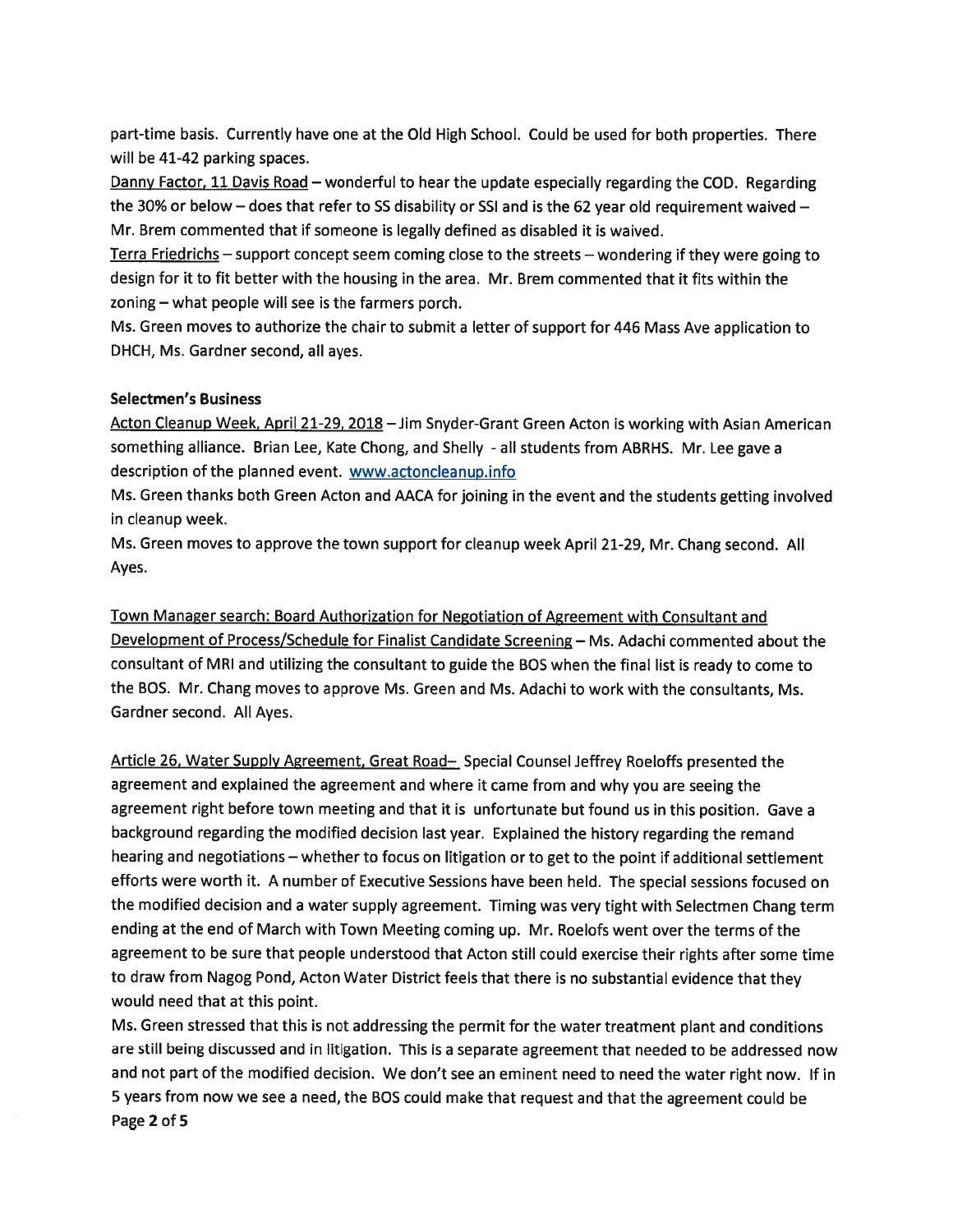part-time basis. Currently have one at the Old High School. Could be used for both properties. There will be 41-42 parking spaces.

Danny Factor, 11 Davis Road – wonderful to hear the update especially regarding the COD. Regarding the 30% or below – does that refer to SS disability or SSI and is the 62 year old requirement waived – Mr. Brem commented that if someone is legally defined as disabled it is waived.

Terra Friedrichs – support concept seem coming close to the streets – wondering if they were going to design for it to fit better with the housing in the area. Mr. Brem commented that it fits within the zoning – what people will see is the farmers porch.

Ms. Green moves to authorize the chair to submit a letter of support for 446 Mass Ave application to DHCH, Ms. Gardner second, all ayes.

**Selectmen's Business**

Acton Cleanup Week, April 21-29, 2018 – Jim Snyder-Grant Green Acton is working with Asian American something alliance. Brian Lee, Kate Chong, and Shelly - all students from ABRHS. Mr. Lee gave a description of the planned event. www.actoncleanup.info

Ms. Green thanks both Green Acton and AACA for joining in the event and the students getting involved in cleanup week.

Ms. Green moves to approve the town support for cleanup week April 21-29, Mr. Chang second. All Ayes.

Town Manager search: Board Authorization for Negotiation of Agreement with Consultant and Development of Process/Schedule for Finalist Candidate Screening – Ms. Adachi commented about the consultant of MRI and utilizing the consultant to guide the BOS when the final list is ready to come to the BOS. Mr. Chang moves to approve Ms. Green and Ms. Adachi to work with the consultants, Ms. Gardner second. All Ayes.

Article 26, Water Supply Agreement, Great Road– Special Counsel Jeffrey Roeloffs presented the agreement and explained the agreement and where it came from and why you are seeing the agreement right before town meeting and that it is unfortunate but found us in this position. Gave a background regarding the modified decision last year. Explained the history regarding the remand hearing and negotiations – whether to focus on litigation or to get to the point if additional settlement efforts were worth it. A number of Executive Sessions have been held. The special sessions focused on the modified decision and a water supply agreement. Timing was very tight with Selectmen Chang term ending at the end of March with Town Meeting coming up. Mr. Roelofs went over the terms of the agreement to be sure that people understood that Acton still could exercise their rights after some time to draw from Nagog Pond, Acton Water District feels that there is no substantial evidence that they would need that at this point.

Ms. Green stressed that this is not addressing the permit for the water treatment plant and conditions are still being discussed and in litigation. This is a separate agreement that needed to be addressed now and not part of the modified decision. We don't see an eminent need to need the water right now. If in 5 years from now we see a need, the BOS could make that request and that the agreement could be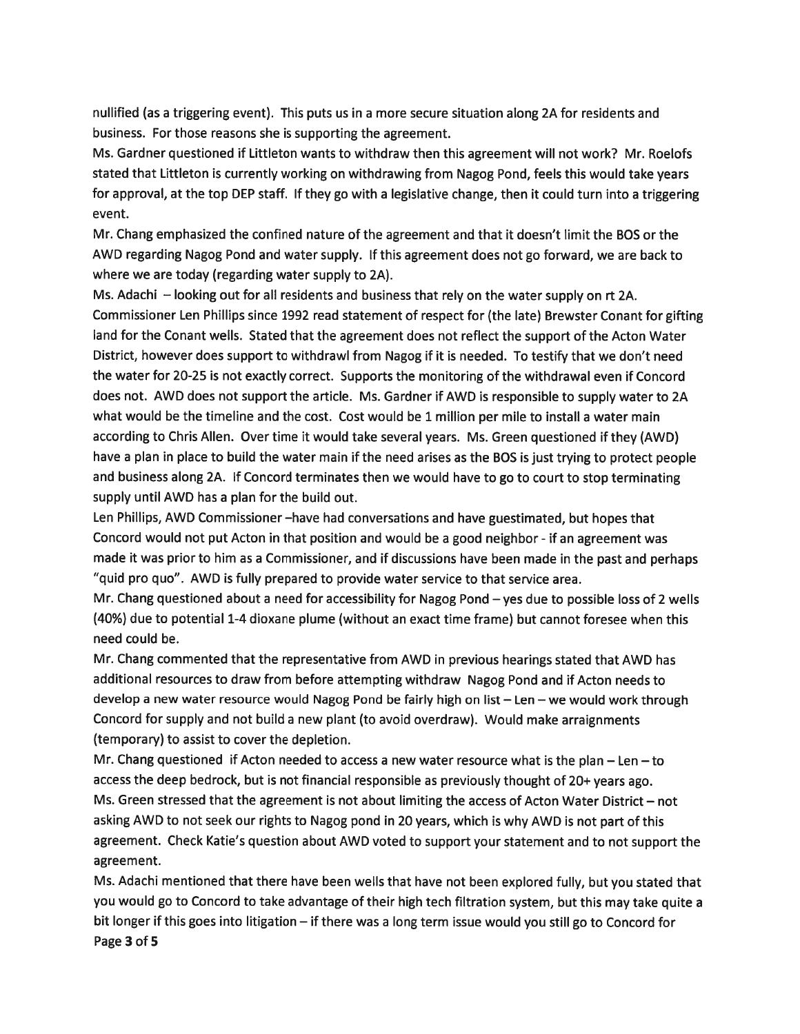nullified (as a triggering event). This puts us in a more secure situation along 2A for residents and business. For those reasons she is supporting the agreement.

Ms. Gardner questioned if Littleton wants to withdraw then this agreement will not work? Mr. Roelofs stated that Littleton is currently working on withdrawing from Nagog Pond, feels this would take years for approval, at the top DEP staff. If they go with a legislative change, then it could turn into a triggering event.

Mr. Chang emphasized the confined nature of the agreement and that it doesn't limit the BOS or the AWD regarding Nagog Pond and water supply. If this agreement does not go forward, we are back to where we are today (regarding water supply to 2A).

Ms. Adachi – looking out for all residents and business that rely on the water supply on rt 2A. Commissioner Len Phillips since 1992 read statement of respect for (the late) Brewster Conant for gifting land for the Conant wells. Stated that the agreement does not reflect the support of the Acton Water District, however does support to withdrawl from Nagog if it is needed. To testify that we don't need the water for 20-25 is not exactly correct. Supports the monitoring of the withdrawal even if Concord does not. AWD does not support the article. Ms. Gardner if AWD is responsible to supply water to 2A what would be the timeline and the cost. Cost would be 1 million per mile to install a water main according to Chris Allen. Over time it would take several years. Ms. Green questioned if they (AWD) have a plan in place to build the water main if the need arises as the BOS is just trying to protect people and business along 2A. If Concord terminates then we would have to go to court to stop terminating supply until AWD has a plan for the build out.

Len Phillips, AWD Commissioner –have had conversations and have guestimated, but hopes that Concord would not put Acton in that position and would be a good neighbor - if an agreement was made it was prior to him as a Commissioner, and if discussions have been made in the past and perhaps "quid pro quo". AWD is fully prepared to provide water service to that service area.

Mr. Chang questioned about a need for accessibility for Nagog Pond – yes due to possible loss of 2 wells (40%) due to potential 1-4 dioxane plume (without an exact time frame) but cannot foresee when this need could be.

Mr. Chang commented that the representative from AWD in previous hearings stated that AWD has additional resources to draw from before attempting withdraw Nagog Pond and if Acton needs to develop a new water resource would Nagog Pond be fairly high on list – Len – we would work through Concord for supply and not build a new plant (to avoid overdraw). Would make arraignments (temporary) to assist to cover the depletion.

Mr. Chang questioned if Acton needed to access a new water resource what is the plan – Len – to access the deep bedrock, but is not financial responsible as previously thought of 20+ years ago.

Ms. Green stressed that the agreement is not about limiting the access of Acton Water District – not asking AWD to not seek our rights to Nagog pond in 20 years, which is why AWD is not part of this agreement. Check Katie's question about AWD voted to support your statement and to not support the agreement.

Ms. Adachi mentioned that there have been wells that have not been explored fully, but you stated that you would go to Concord to take advantage of their high tech filtration system, but this may take quite a bit longer if this goes into litigation – if there was a long term issue would you still go to Concord for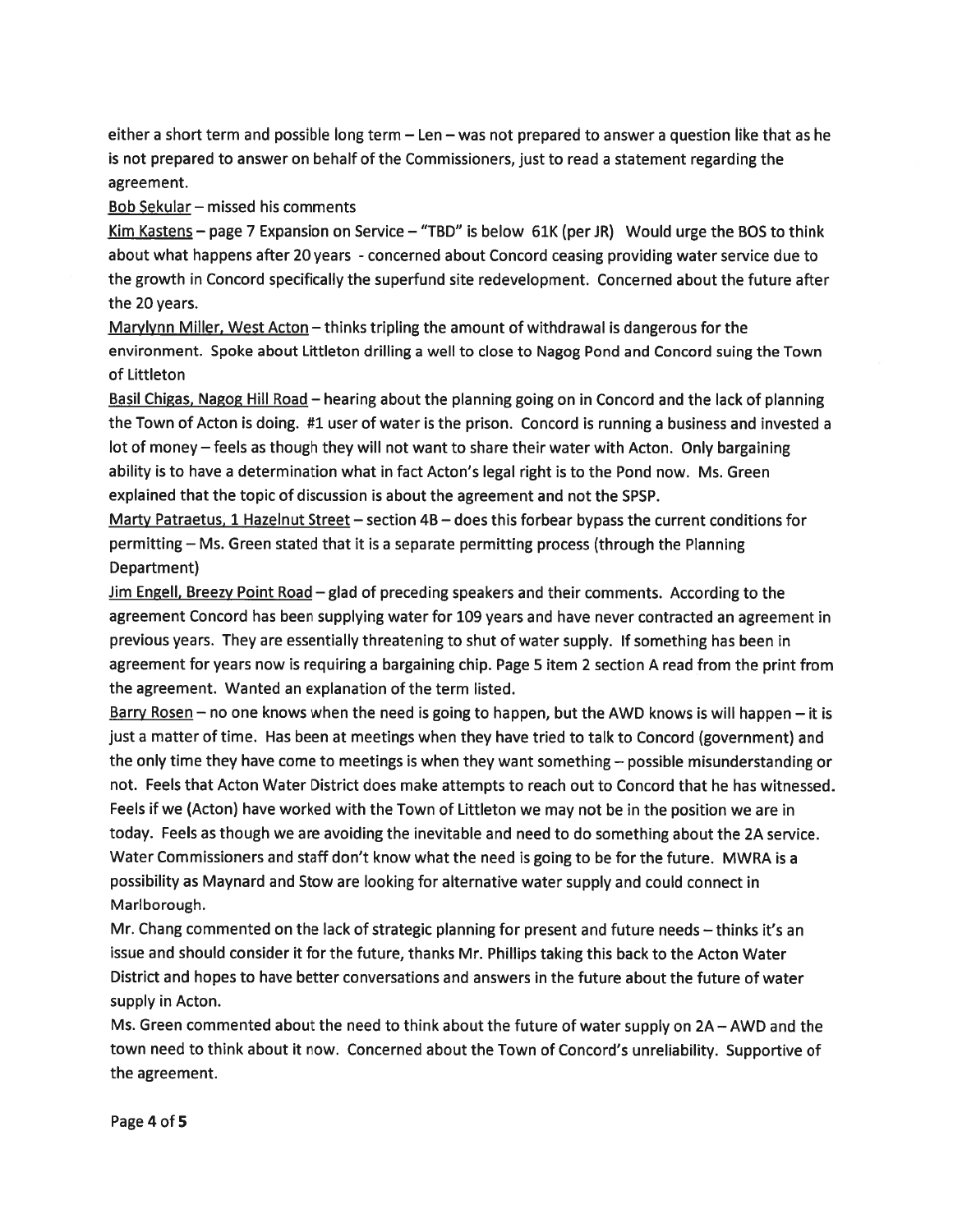either a short term and possible long term – Len – was not prepared to answer a question like that as he is not prepared to answer on behalf of the Commissioners, just to read a statement regarding the agreement.

Bob Sekular – missed his comments

Kim Kastens – page 7 Expansion on Service – "TBD" is below 61K (per JR) Would urge the BOS to think about what happens after 20 years - concerned about Concord ceasing providing water service due to the growth in Concord specifically the superfund site redevelopment. Concerned about the future after the 20 years.

Marylynn Miller, West Acton – thinks tripling the amount of withdrawal is dangerous for the environment. Spoke about Littleton drilling a well to close to Nagog Pond and Concord suing the Town of Littleton

Basil Chigas, Nagog Hill Road – hearing about the planning going on in Concord and the lack of planning the Town of Acton is doing. #1 user of water is the prison. Concord is running a business and invested a lot of money – feels as though they will not want to share their water with Acton. Only bargaining ability is to have a determination what in fact Acton's legal right is to the Pond now. Ms. Green explained that the topic of discussion is about the agreement and not the SPSP.

Marty Patraetus, 1 Hazelnut Street – section 4B – does this forbear bypass the current conditions for permitting – Ms. Green stated that it is a separate permitting process (through the Planning Department)

Jim Engell, Breezy Point Road – glad of preceding speakers and their comments. According to the agreement Concord has been supplying water for 109 years and have never contracted an agreement in previous years. They are essentially threatening to shut of water supply. If something has been in agreement for years now is requiring a bargaining chip. Page 5 item 2 section A read from the print from the agreement. Wanted an explanation of the term listed.

Barry Rosen – no one knows when the need is going to happen, but the AWD knows is will happen – it is just a matter of time. Has been at meetings when they have tried to talk to Concord (government) and the only time they have come to meetings is when they want something – possible misunderstanding or not. Feels that Acton Water District does make attempts to reach out to Concord that he has witnessed. Feels if we (Acton) have worked with the Town of Littleton we may not be in the position we are in today. Feels as though we are avoiding the inevitable and need to do something about the 2A service. Water Commissioners and staff don't know what the need is going to be for the future. MWRA is a possibility as Maynard and Stow are looking for alternative water supply and could connect in Marlborough.

Mr. Chang commented on the lack of strategic planning for present and future needs – thinks it's an issue and should consider it for the future, thanks Mr. Phillips taking this back to the Acton Water District and hopes to have better conversations and answers in the future about the future of water supply in Acton.

Ms. Green commented about the need to think about the future of water supply on 2A – AWD and the town need to think about it now. Concerned about the Town of Concord's unreliability. Supportive of the agreement.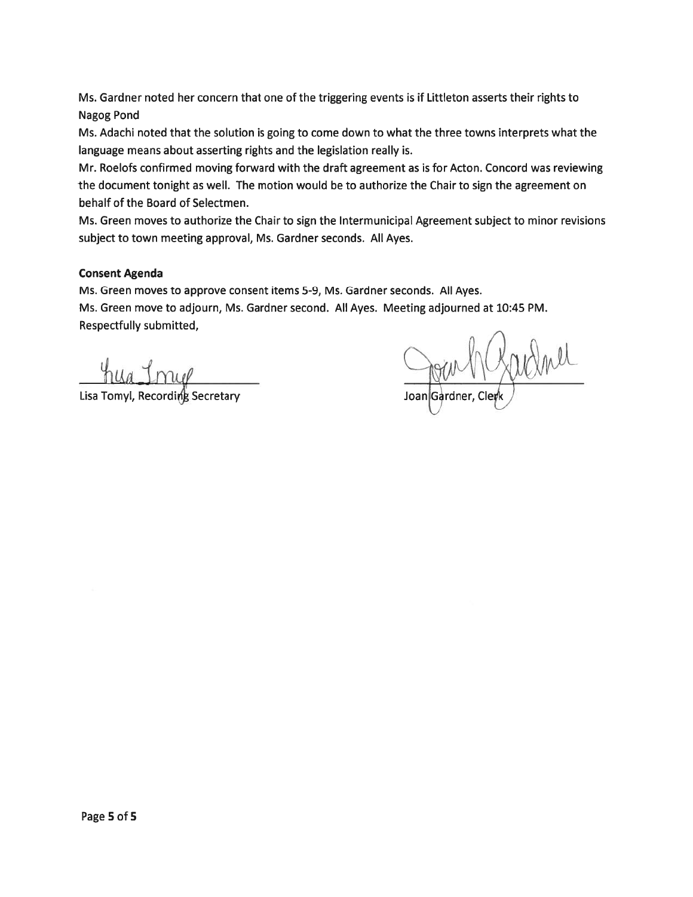Ms. Gardner noted her concern that one of the triggering events is if Littleton asserts their rights to Nagog Pond

Ms. Adachi noted that the solution is going to come down to what the three towns interprets what the language means about asserting rights and the legislation really is.

Mr. Roelofs confirmed moving forward with the draft agreement as is for Acton. Concord was reviewing the document tonight as well. The motion would be to authorize the Chair to sign the agreement on behalf of the Board of Selectmen.

Ms. Green moves to authorize the Chair to sign the Intermunicipal Agreement subject to minor revisions subject to town meeting approval, Ms. Gardner seconds. All Ayes.

**Consent Agenda**

Ms. Green moves to approve consent items 5-9, Ms. Gardner seconds. All Ayes.

Ms. Green move to adjourn, Ms. Gardner second. All Ayes. Meeting adjourned at 10:45 PM.

Respectfully submitted,

Lisa Tomyl, Recording Secretary

Joan Gardner, Clerk